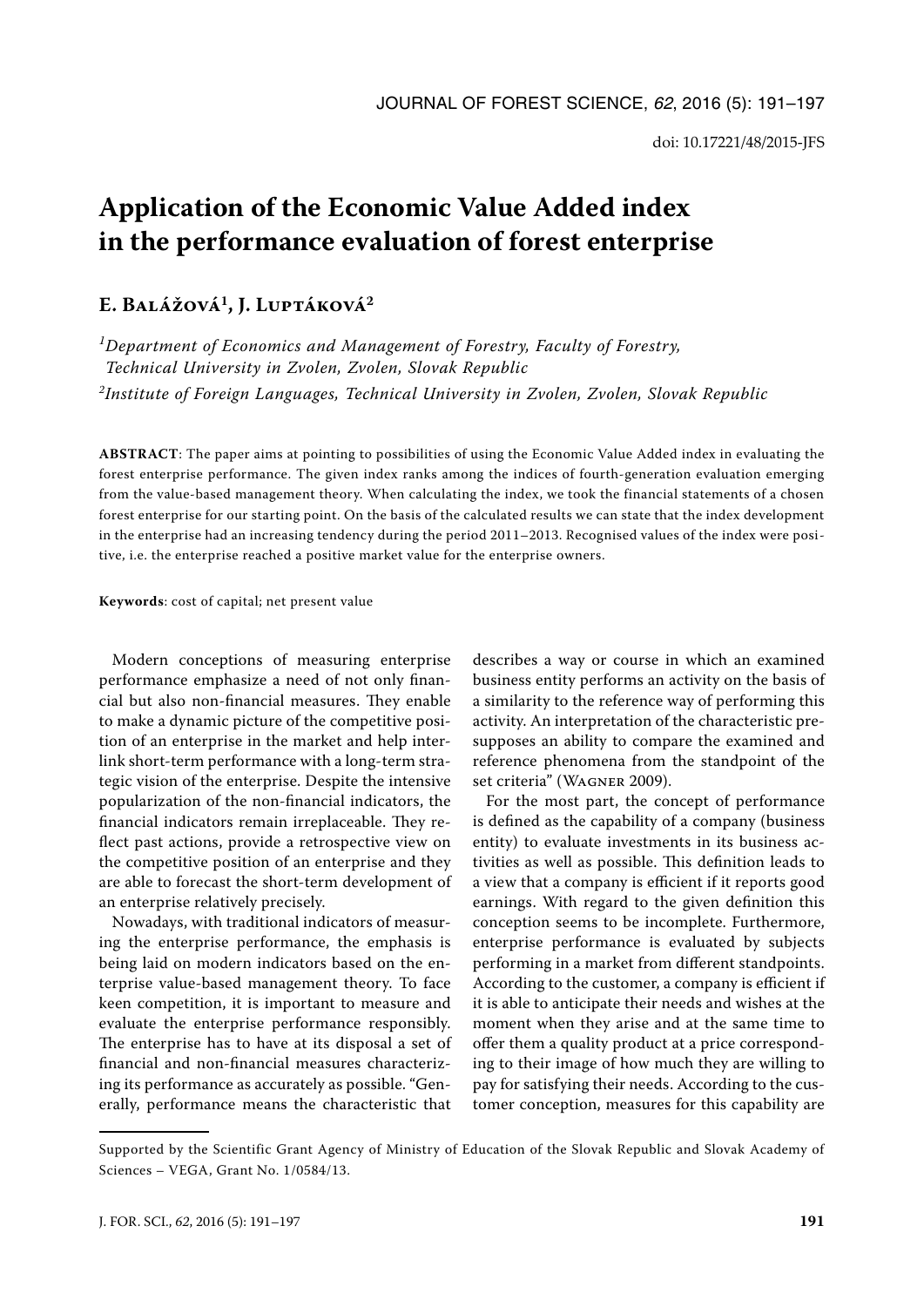# Application of the Economic Value Added index in the performance evaluation of forest enterprise

**E. Balážová[1], J. Luptáková[2]**

*[1]Department of Economics and Management of Forestry, Faculty of Forestry, Technical University in Zvolen, Zvolen, Slovak Republic*

*[2]Institute of Foreign Languages, Technical University in Zvolen, Zvolen, Slovak Republic*

**ABSTRACT**: The paper aims at pointing to possibilities of using the Economic Value Added index in evaluating the forest enterprise performance. The given index ranks among the indices of fourth-generation evaluation emerging from the value-based management theory. When calculating the index, we took the financial statements of a chosen forest enterprise for our starting point. On the basis of the calculated results we can state that the index development in the enterprise had an increasing tendency during the period 2011–2013. Recognised values of the index were positive, i.e. the enterprise reached a positive market value for the enterprise owners.

**Keywords**: cost of capital; net present value

Modern conceptions of measuring enterprise performance emphasize a need of not only financial but also non-financial measures. They enable to make a dynamic picture of the competitive position of an enterprise in the market and help interlink short-term performance with a long-term strategic vision of the enterprise. Despite the intensive popularization of the non-financial indicators, the financial indicators remain irreplaceable. They reflect past actions, provide a retrospective view on the competitive position of an enterprise and they are able to forecast the short-term development of an enterprise relatively precisely.

Nowadays, with traditional indicators of measuring the enterprise performance, the emphasis is being laid on modern indicators based on the enterprise value-based management theory. To face keen competition, it is important to measure and evaluate the enterprise performance responsibly. The enterprise has to have at its disposal a set of financial and non-financial measures characterizing its performance as accurately as possible. "Generally, performance means the characteristic that describes a way or course in which an examined business entity performs an activity on the basis of a similarity to the reference way of performing this activity. An interpretation of the characteristic presupposes an ability to compare the examined and reference phenomena from the standpoint of the set criteria" (Wagner 2009).

For the most part, the concept of performance is defined as the capability of a company (business entity) to evaluate investments in its business activities as well as possible. This definition leads to a view that a company is efficient if it reports good earnings. With regard to the given definition this conception seems to be incomplete. Furthermore, enterprise performance is evaluated by subjects performing in a market from different standpoints. According to the customer, a company is efficient if it is able to anticipate their needs and wishes at the moment when they arise and at the same time to offer them a quality product at a price corresponding to their image of how much they are willing to pay for satisfying their needs. According to the customer conception, measures for this capability are

Supported by the Scientific Grant Agency of Ministry of Education of the Slovak Republic and Slovak Academy of Sciences – VEGA, Grant No. 1/0584/13.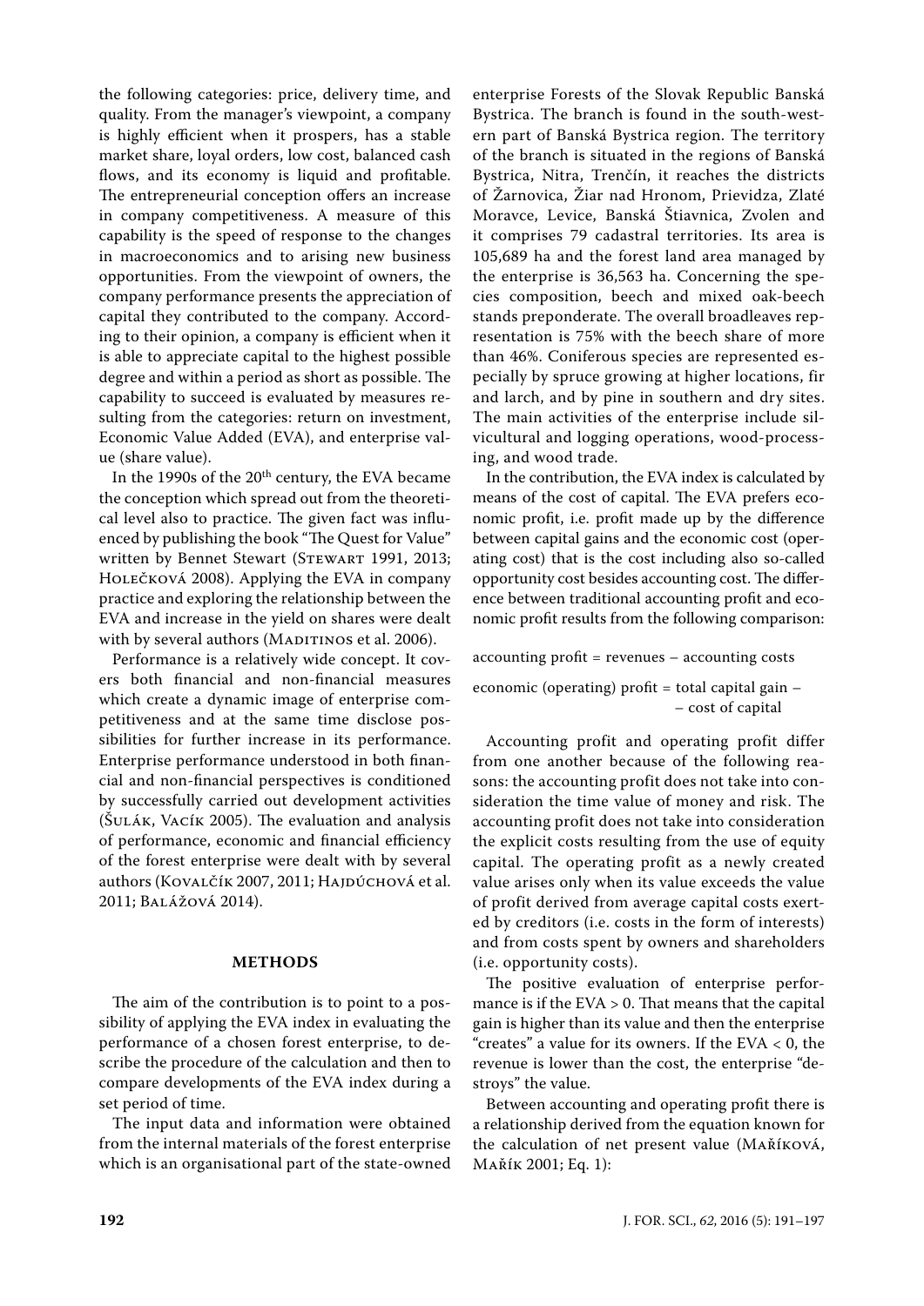the following categories: price, delivery time, and quality. From the manager's viewpoint, a company is highly efficient when it prospers, has a stable market share, loyal orders, low cost, balanced cash flows, and its economy is liquid and profitable. The entrepreneurial conception offers an increase in company competitiveness. A measure of this capability is the speed of response to the changes in macroeconomics and to arising new business opportunities. From the viewpoint of owners, the company performance presents the appreciation of capital they contributed to the company. According to their opinion, a company is efficient when it is able to appreciate capital to the highest possible degree and within a period as short as possible. The capability to succeed is evaluated by measures resulting from the categories: return on investment, Economic Value Added (EVA), and enterprise value (share value).

In the 1990s of the 20th century, the EVA became the conception which spread out from the theoretical level also to practice. The given fact was influenced by publishing the book "The Quest for Value" written by Bennet Stewart (Stewart 1991, 2013; Holečková 2008). Applying the EVA in company practice and exploring the relationship between the EVA and increase in the yield on shares were dealt with by several authors (Maditinos et al. 2006).

Performance is a relatively wide concept. It covers both financial and non-financial measures which create a dynamic image of enterprise competitiveness and at the same time disclose possibilities for further increase in its performance. Enterprise performance understood in both financial and non-financial perspectives is conditioned by successfully carried out development activities (Šulák, Vacík 2005). The evaluation and analysis of performance, economic and financial efficiency of the forest enterprise were dealt with by several authors (Kovalčík 2007, 2011; Hajdúchová et al. 2011; Balážová 2014).

## METHODS

The aim of the contribution is to point to a possibility of applying the EVA index in evaluating the performance of a chosen forest enterprise, to describe the procedure of the calculation and then to compare developments of the EVA index during a set period of time.

The input data and information were obtained from the internal materials of the forest enterprise which is an organisational part of the state-owned enterprise Forests of the Slovak Republic Banská Bystrica. The branch is found in the south-western part of Banská Bystrica region. The territory of the branch is situated in the regions of Banská Bystrica, Nitra, Trenčín, it reaches the districts of Žarnovica, Žiar nad Hronom, Prievidza, Zlaté Moravce, Levice, Banská Štiavnica, Zvolen and it comprises 79 cadastral territories. Its area is 105,689 ha and the forest land area managed by the enterprise is 36,563 ha. Concerning the species composition, beech and mixed oak-beech stands preponderate. The overall broadleaves representation is 75% with the beech share of more than 46%. Coniferous species are represented especially by spruce growing at higher locations, fir and larch, and by pine in southern and dry sites. The main activities of the enterprise include silvicultural and logging operations, wood-processing, and wood trade.

In the contribution, the EVA index is calculated by means of the cost of capital. The EVA prefers economic profit, i.e. profit made up by the difference between capital gains and the economic cost (operating cost) that is the cost including also so-called opportunity cost besides accounting cost. The difference between traditional accounting profit and economic profit results from the following comparison:

accounting profit = revenues – accounting costs

economic (operating) profit = total capital gain – – cost of capital

Accounting profit and operating profit differ from one another because of the following reasons: the accounting profit does not take into consideration the time value of money and risk. The accounting profit does not take into consideration the explicit costs resulting from the use of equity capital. The operating profit as a newly created value arises only when its value exceeds the value of profit derived from average capital costs exerted by creditors (i.e. costs in the form of interests) and from costs spent by owners and shareholders (i.e. opportunity costs).

The positive evaluation of enterprise performance is if the EVA > 0. That means that the capital gain is higher than its value and then the enterprise "creates" a value for its owners. If the EVA < 0, the revenue is lower than the cost, the enterprise "destroys" the value.

Between accounting and operating profit there is a relationship derived from the equation known for the calculation of net present value (Maříková, Mařík 2001; Eq. 1):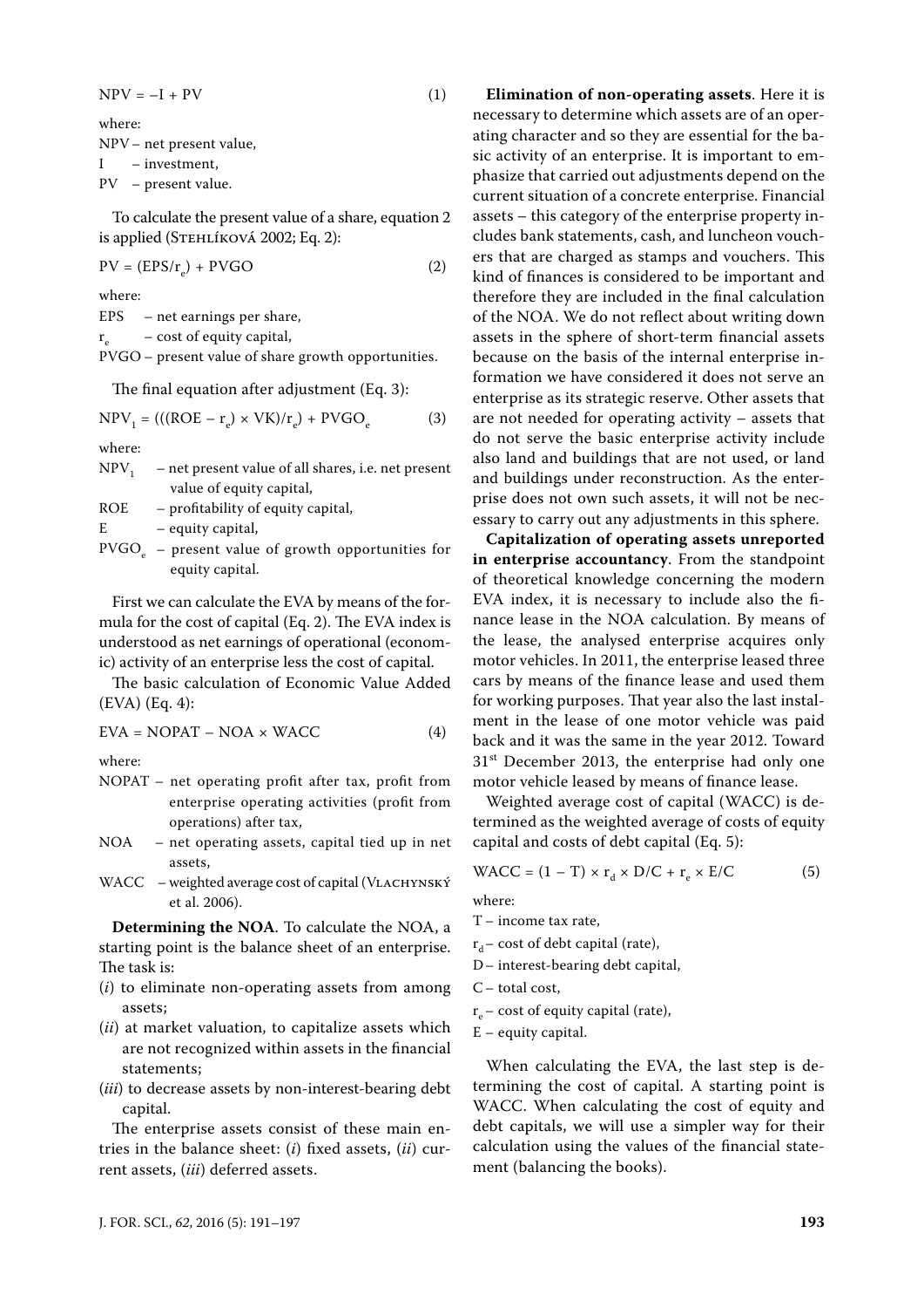$$NPV = -I + PV \quad (1)$$

where:

NPV – net present value,

I – investment,

PV – present value.

To calculate the present value of a share, equation 2 is applied (Stehlíková 2002; Eq. 2):

$$PV = (EPS/r_e) + PVGO \quad (2)$$

where:

EPS – net earnings per share,

$r_e$ – cost of equity capital,

PVGO – present value of share growth opportunities.

The final equation after adjustment (Eq. 3):

$$NPV_1 = (((ROE - r_e) \times VK)/r_e) + PVGO_e \quad (3)$$

where:

$NPV_1$ – net present value of all shares, i.e. net present value of equity capital,

ROE – profitability of equity capital,

E – equity capital,

$PVGO_e$ – present value of growth opportunities for equity capital.

First we can calculate the EVA by means of the formula for the cost of capital (Eq. 2). The EVA index is understood as net earnings of operational (economic) activity of an enterprise less the cost of capital.

The basic calculation of Economic Value Added (EVA) (Eq. 4):

$$EVA = NOPAT - NOA \times WACC \quad (4)$$

where:

NOPAT – net operating profit after tax, profit from enterprise operating activities (profit from operations) after tax,

NOA – net operating assets, capital tied up in net assets,

WACC – weighted average cost of capital (Vlachynský et al. 2006).

**Determining the NOA**. To calculate the NOA, a starting point is the balance sheet of an enterprise. The task is:

(*i*) to eliminate non-operating assets from among assets;

(*ii*) at market valuation, to capitalize assets which are not recognized within assets in the financial statements;

(*iii*) to decrease assets by non-interest-bearing debt capital.

The enterprise assets consist of these main entries in the balance sheet: (*i*) fixed assets, (*ii*) current assets, (*iii*) deferred assets.

**Elimination of non-operating assets**. Here it is necessary to determine which assets are of an operating character and so they are essential for the basic activity of an enterprise. It is important to emphasize that carried out adjustments depend on the current situation of a concrete enterprise. Financial assets – this category of the enterprise property includes bank statements, cash, and luncheon vouchers that are charged as stamps and vouchers. This kind of finances is considered to be important and therefore they are included in the final calculation of the NOA. We do not reflect about writing down assets in the sphere of short-term financial assets because on the basis of the internal enterprise information we have considered it does not serve an enterprise as its strategic reserve. Other assets that are not needed for operating activity – assets that do not serve the basic enterprise activity include also land and buildings that are not used, or land and buildings under reconstruction. As the enterprise does not own such assets, it will not be necessary to carry out any adjustments in this sphere.

**Capitalization of operating assets unreported in enterprise accountancy**. From the standpoint of theoretical knowledge concerning the modern EVA index, it is necessary to include also the finance lease in the NOA calculation. By means of the lease, the analysed enterprise acquires only motor vehicles. In 2011, the enterprise leased three cars by means of the finance lease and used them for working purposes. That year also the last instalment in the lease of one motor vehicle was paid back and it was the same in the year 2012. Toward 31st December 2013, the enterprise had only one motor vehicle leased by means of finance lease.

Weighted average cost of capital (WACC) is determined as the weighted average of costs of equity capital and costs of debt capital (Eq. 5):

$$WACC = (1 - T) \times r_d \times D/C + r_e \times E/C \quad (5)$$

where:

T – income tax rate,

$r_d$ – cost of debt capital (rate),

D – interest-bearing debt capital,

C – total cost,

$r_e$ – cost of equity capital (rate),

E – equity capital.

When calculating the EVA, the last step is determining the cost of capital. A starting point is WACC. When calculating the cost of equity and debt capitals, we will use a simpler way for their calculation using the values of the financial statement (balancing the books).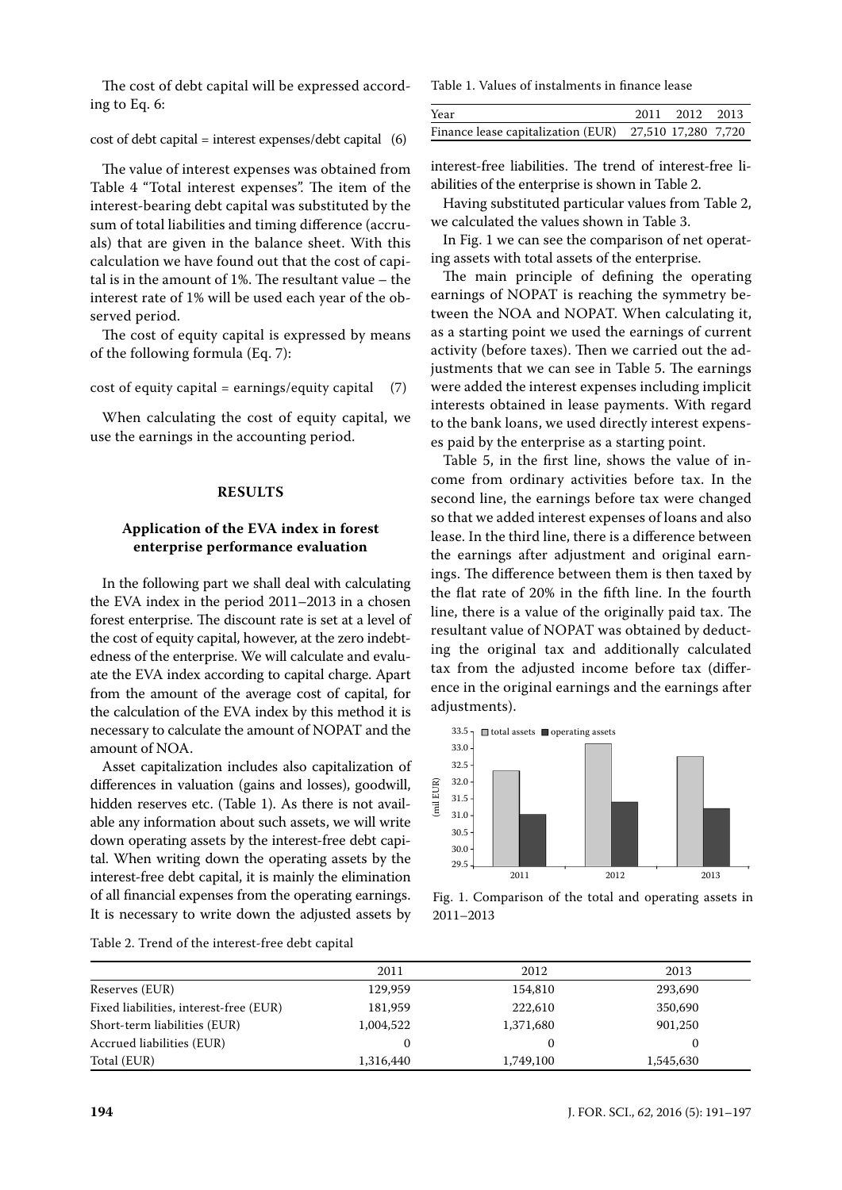The cost of debt capital will be expressed according to Eq. 6:

cost of debt capital = interest expenses/debt capital (6)

The value of interest expenses was obtained from Table 4 "Total interest expenses". The item of the interest-bearing debt capital was substituted by the sum of total liabilities and timing difference (accruals) that are given in the balance sheet. With this calculation we have found out that the cost of capital is in the amount of 1%. The resultant value – the interest rate of 1% will be used each year of the observed period.

The cost of equity capital is expressed by means of the following formula (Eq. 7):

cost of equity capital = earnings/equity capital (7)

When calculating the cost of equity capital, we use the earnings in the accounting period.

## RESULTS

### Application of the EVA index in forest enterprise performance evaluation

In the following part we shall deal with calculating the EVA index in the period 2011–2013 in a chosen forest enterprise. The discount rate is set at a level of the cost of equity capital, however, at the zero indebtedness of the enterprise. We will calculate and evaluate the EVA index according to capital charge. Apart from the amount of the average cost of capital, for the calculation of the EVA index by this method it is necessary to calculate the amount of NOPAT and the amount of NOA.

Asset capitalization includes also capitalization of differences in valuation (gains and losses), goodwill, hidden reserves etc. (Table 1). As there is not available any information about such assets, we will write down operating assets by the interest-free debt capital. When writing down the operating assets by the interest-free debt capital, it is mainly the elimination of all financial expenses from the operating earnings. It is necessary to write down the adjusted assets by interest-free liabilities. The trend of interest-free liabilities of the enterprise is shown in Table 2.

Table 1. Values of instalments in finance lease

| Year | 2011 | 2012 | 2013 |
|---|---|---|---|
| Finance lease capitalization (EUR) | 27,510 | 17,280 | 7,720 |

Having substituted particular values from Table 2, we calculated the values shown in Table 3.

In Fig. 1 we can see the comparison of net operating assets with total assets of the enterprise.

The main principle of defining the operating earnings of NOPAT is reaching the symmetry between the NOA and NOPAT. When calculating it, as a starting point we used the earnings of current activity (before taxes). Then we carried out the adjustments that we can see in Table 5. The earnings were added the interest expenses including implicit interests obtained in lease payments. With regard to the bank loans, we used directly interest expenses paid by the enterprise as a starting point.

Table 5, in the first line, shows the value of income from ordinary activities before tax. In the second line, the earnings before tax were changed so that we added interest expenses of loans and also lease. In the third line, there is a difference between the earnings after adjustment and original earnings. The difference between them is then taxed by the flat rate of 20% in the fifth line. In the fourth line, there is a value of the originally paid tax. The resultant value of NOPAT was obtained by deducting the original tax and additionally calculated tax from the adjusted income before tax (difference in the original earnings and the earnings after adjustments).

Fig. 1. Comparison of the total and operating assets in 2011–2013

Table 2. Trend of the interest-free debt capital

| | 2011 | 2012 | 2013 |
|---|---|---|---|
| Reserves (EUR) | 129,959 | 154,810 | 293,690 |
| Fixed liabilities, interest-free (EUR) | 181,959 | 222,610 | 350,690 |
| Short-term liabilities (EUR) | 1,004,522 | 1,371,680 | 901,250 |
| Accrued liabilities (EUR) | 0 | 0 | 0 |
| Total (EUR) | 1,316,440 | 1,749,100 | 1,545,630 |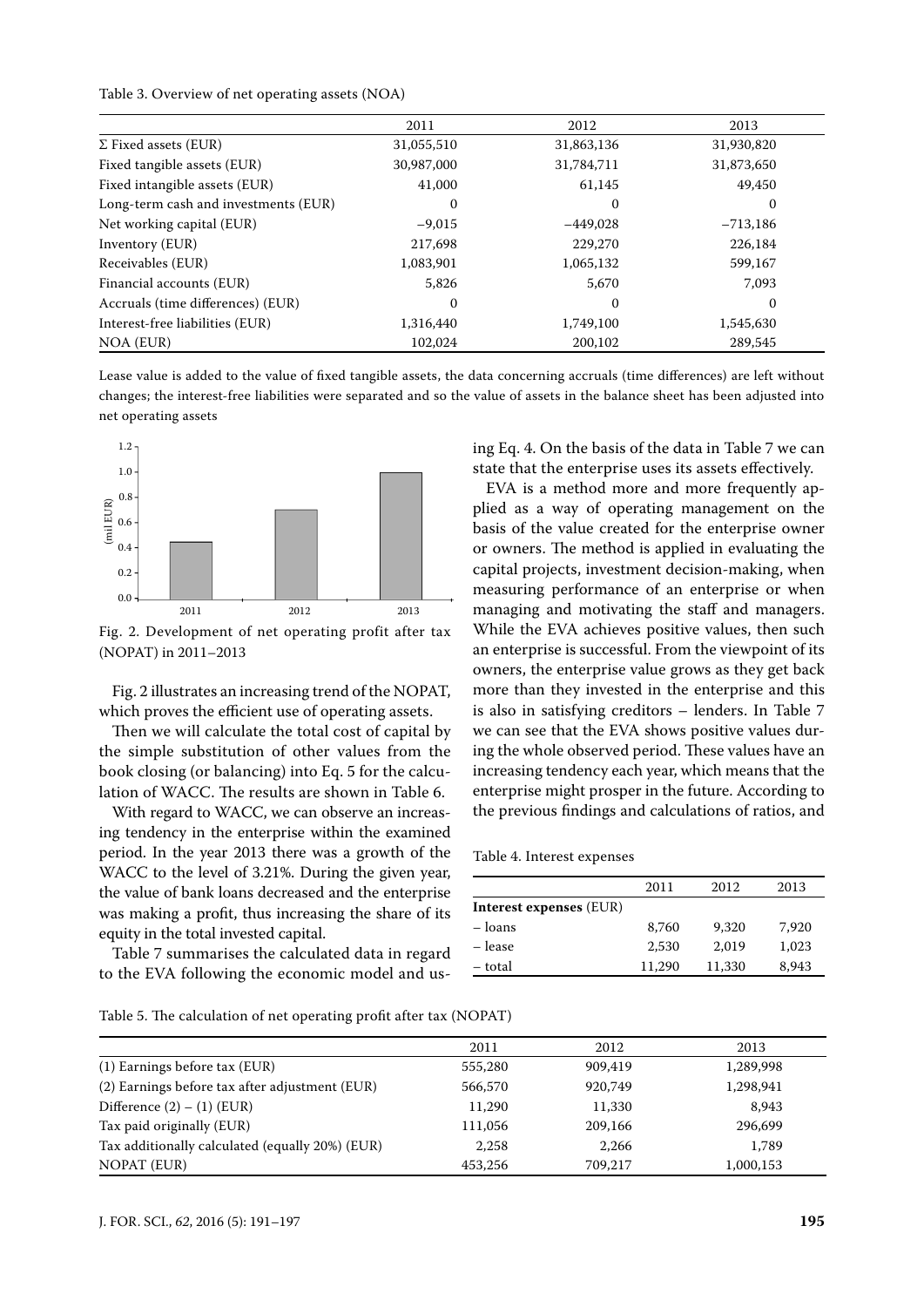Table 3. Overview of net operating assets (NOA)

| | 2011 | 2012 | 2013 |
|---|---|---|---|
| Σ Fixed assets (EUR) | 31,055,510 | 31,863,136 | 31,930,820 |
| Fixed tangible assets (EUR) | 30,987,000 | 31,784,711 | 31,873,650 |
| Fixed intangible assets (EUR) | 41,000 | 61,145 | 49,450 |
| Long-term cash and investments (EUR) | 0 | 0 | 0 |
| Net working capital (EUR) | −9,015 | −449,028 | −713,186 |
| Inventory (EUR) | 217,698 | 229,270 | 226,184 |
| Receivables (EUR) | 1,083,901 | 1,065,132 | 599,167 |
| Financial accounts (EUR) | 5,826 | 5,670 | 7,093 |
| Accruals (time differences) (EUR) | 0 | 0 | 0 |
| Interest-free liabilities (EUR) | 1,316,440 | 1,749,100 | 1,545,630 |
| NOA (EUR) | 102,024 | 200,102 | 289,545 |

Lease value is added to the value of fixed tangible assets, the data concerning accruals (time differences) are left without changes; the interest-free liabilities were separated and so the value of assets in the balance sheet has been adjusted into net operating assets

Fig. 2. Development of net operating profit after tax (NOPAT) in 2011–2013

Fig. 2 illustrates an increasing trend of the NOPAT, which proves the efficient use of operating assets.

Then we will calculate the total cost of capital by the simple substitution of other values from the book closing (or balancing) into Eq. 5 for the calculation of WACC. The results are shown in Table 6.

With regard to WACC, we can observe an increasing tendency in the enterprise within the examined period. In the year 2013 there was a growth of the WACC to the level of 3.21%. During the given year, the value of bank loans decreased and the enterprise was making a profit, thus increasing the share of its equity in the total invested capital.

Table 7 summarises the calculated data in regard to the EVA following the economic model and using Eq. 4. On the basis of the data in Table 7 we can state that the enterprise uses its assets effectively.

EVA is a method more and more frequently applied as a way of operating management on the basis of the value created for the enterprise owner or owners. The method is applied in evaluating the capital projects, investment decision-making, when measuring performance of an enterprise or when managing and motivating the staff and managers. While the EVA achieves positive values, then such an enterprise is successful. From the viewpoint of its owners, the enterprise value grows as they get back more than they invested in the enterprise and this is also in satisfying creditors – lenders. In Table 7 we can see that the EVA shows positive values during the whole observed period. These values have an increasing tendency each year, which means that the enterprise might prosper in the future. According to the previous findings and calculations of ratios, and

Table 4. Interest expenses

| | 2011 | 2012 | 2013 |
|---|---|---|---|
| **Interest expenses** (EUR) | | | |
| – loans | 8,760 | 9,320 | 7,920 |
| – lease | 2,530 | 2,019 | 1,023 |
| – total | 11,290 | 11,330 | 8,943 |

Table 5. The calculation of net operating profit after tax (NOPAT)

| | 2011 | 2012 | 2013 |
|---|---|---|---|
| (1) Earnings before tax (EUR) | 555,280 | 909,419 | 1,289,998 |
| (2) Earnings before tax after adjustment (EUR) | 566,570 | 920,749 | 1,298,941 |
| Difference (2) – (1) (EUR) | 11,290 | 11,330 | 8,943 |
| Tax paid originally (EUR) | 111,056 | 209,166 | 296,699 |
| Tax additionally calculated (equally 20%) (EUR) | 2,258 | 2,266 | 1,789 |
| NOPAT (EUR) | 453,256 | 709,217 | 1,000,153 |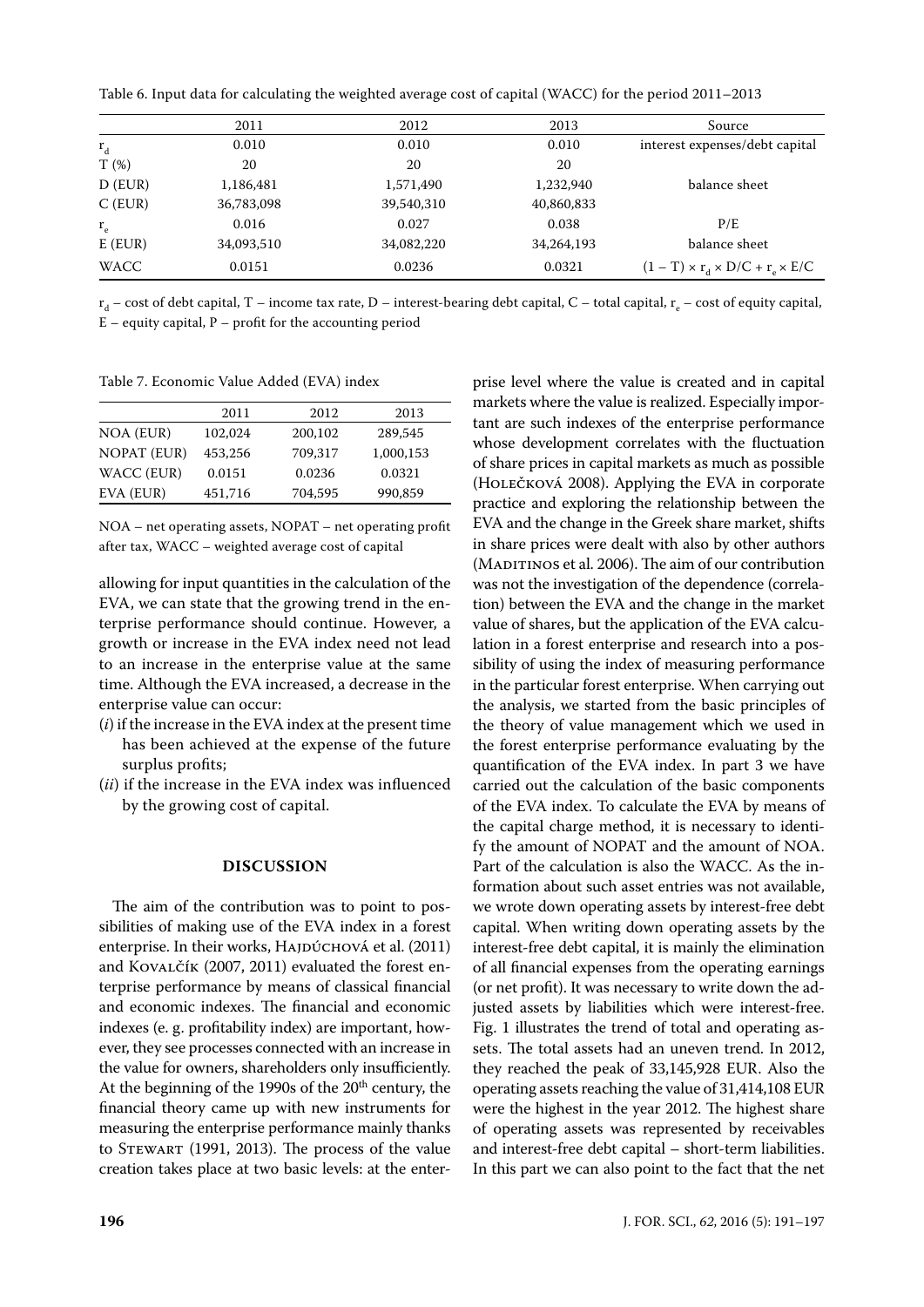Table 6. Input data for calculating the weighted average cost of capital (WACC) for the period 2011–2013

| | 2011 | 2012 | 2013 | Source |
|---|---|---|---|---|
| $r_d$ | 0.010 | 0.010 | 0.010 | interest expenses/debt capital |
| T (%) | 20 | 20 | 20 | |
| D (EUR) | 1,186,481 | 1,571,490 | 1,232,940 | balance sheet |
| C (EUR) | 36,783,098 | 39,540,310 | 40,860,833 | |
| $r_e$ | 0.016 | 0.027 | 0.038 | P/E |
| E (EUR) | 34,093,510 | 34,082,220 | 34,264,193 | balance sheet |
| WACC | 0.0151 | 0.0236 | 0.0321 | $(1 - T) \times r_d \times D/C + r_e \times E/C$ |

$r_d$ – cost of debt capital, T – income tax rate, D – interest-bearing debt capital, C – total capital, $r_e$ – cost of equity capital, E – equity capital, P – profit for the accounting period

Table 7. Economic Value Added (EVA) index

| | 2011 | 2012 | 2013 |
|---|---|---|---|
| NOA (EUR) | 102,024 | 200,102 | 289,545 |
| NOPAT (EUR) | 453,256 | 709,317 | 1,000,153 |
| WACC (EUR) | 0.0151 | 0.0236 | 0.0321 |
| EVA (EUR) | 451,716 | 704,595 | 990,859 |

NOA – net operating assets, NOPAT – net operating profit after tax, WACC – weighted average cost of capital

allowing for input quantities in the calculation of the EVA, we can state that the growing trend in the enterprise performance should continue. However, a growth or increase in the EVA index need not lead to an increase in the enterprise value at the same time. Although the EVA increased, a decrease in the enterprise value can occur:

(*i*) if the increase in the EVA index at the present time has been achieved at the expense of the future surplus profits;

(*ii*) if the increase in the EVA index was influenced by the growing cost of capital.

## DISCUSSION

The aim of the contribution was to point to possibilities of making use of the EVA index in a forest enterprise. In their works, Hajdúchová et al. (2011) and Kovalčík (2007, 2011) evaluated the forest enterprise performance by means of classical financial and economic indexes. The financial and economic indexes (e. g. profitability index) are important, however, they see processes connected with an increase in the value for owners, shareholders only insufficiently. At the beginning of the 1990s of the 20th century, the financial theory came up with new instruments for measuring the enterprise performance mainly thanks to Stewart (1991, 2013). The process of the value creation takes place at two basic levels: at the enterprise level where the value is created and in capital markets where the value is realized. Especially important are such indexes of the enterprise performance whose development correlates with the fluctuation of share prices in capital markets as much as possible (Holečková 2008). Applying the EVA in corporate practice and exploring the relationship between the EVA and the change in the Greek share market, shifts in share prices were dealt with also by other authors (Maditinos et al. 2006). The aim of our contribution was not the investigation of the dependence (correlation) between the EVA and the change in the market value of shares, but the application of the EVA calculation in a forest enterprise and research into a possibility of using the index of measuring performance in the particular forest enterprise. When carrying out the analysis, we started from the basic principles of the theory of value management which we used in the forest enterprise performance evaluating by the quantification of the EVA index. In part 3 we have carried out the calculation of the basic components of the EVA index. To calculate the EVA by means of the capital charge method, it is necessary to identify the amount of NOPAT and the amount of NOA. Part of the calculation is also the WACC. As the information about such asset entries was not available, we wrote down operating assets by interest-free debt capital. When writing down operating assets by the interest-free debt capital, it is mainly the elimination of all financial expenses from the operating earnings (or net profit). It was necessary to write down the adjusted assets by liabilities which were interest-free. Fig. 1 illustrates the trend of total and operating assets. The total assets had an uneven trend. In 2012, they reached the peak of 33,145,928 EUR. Also the operating assets reaching the value of 31,414,108 EUR were the highest in the year 2012. The highest share of operating assets was represented by receivables and interest-free debt capital – short-term liabilities. In this part we can also point to the fact that the net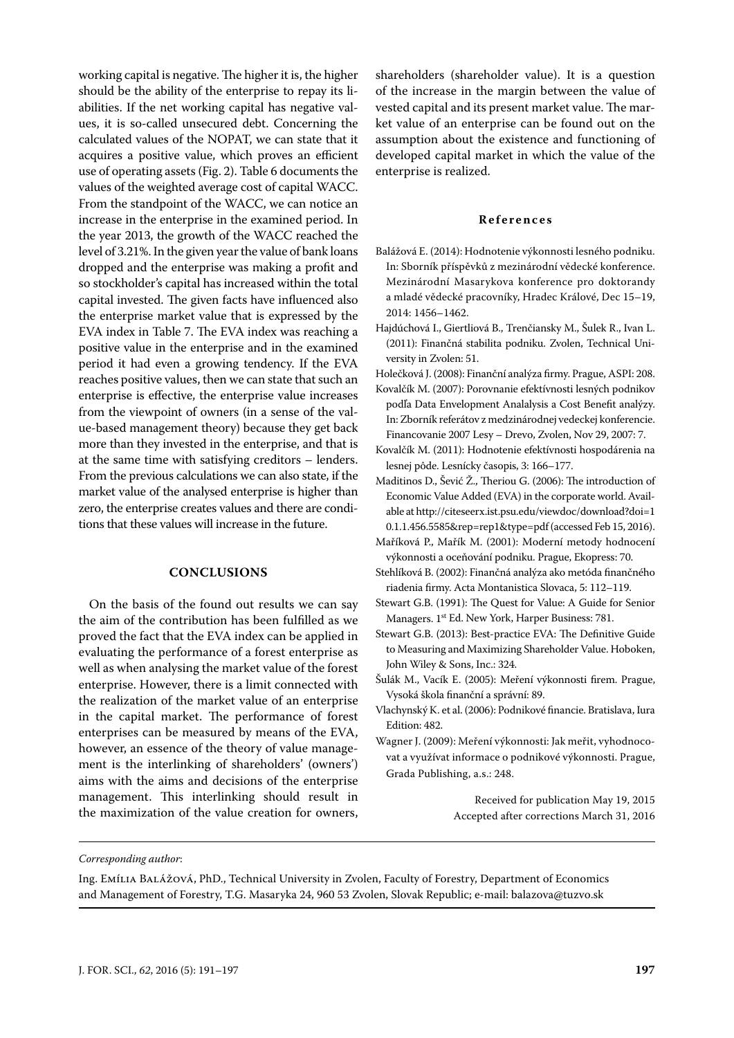working capital is negative. The higher it is, the higher should be the ability of the enterprise to repay its liabilities. If the net working capital has negative values, it is so-called unsecured debt. Concerning the calculated values of the NOPAT, we can state that it acquires a positive value, which proves an efficient use of operating assets (Fig. 2). Table 6 documents the values of the weighted average cost of capital WACC. From the standpoint of the WACC, we can notice an increase in the enterprise in the examined period. In the year 2013, the growth of the WACC reached the level of 3.21%. In the given year the value of bank loans dropped and the enterprise was making a profit and so stockholder's capital has increased within the total capital invested. The given facts have influenced also the enterprise market value that is expressed by the EVA index in Table 7. The EVA index was reaching a positive value in the enterprise and in the examined period it had even a growing tendency. If the EVA reaches positive values, then we can state that such an enterprise is effective, the enterprise value increases from the viewpoint of owners (in a sense of the value-based management theory) because they get back more than they invested in the enterprise, and that is at the same time with satisfying creditors – lenders. From the previous calculations we can also state, if the market value of the analysed enterprise is higher than zero, the enterprise creates values and there are conditions that these values will increase in the future.

## CONCLUSIONS

On the basis of the found out results we can say the aim of the contribution has been fulfilled as we proved the fact that the EVA index can be applied in evaluating the performance of a forest enterprise as well as when analysing the market value of the forest enterprise. However, there is a limit connected with the realization of the market value of an enterprise in the capital market. The performance of forest enterprises can be measured by means of the EVA, however, an essence of the theory of value management is the interlinking of shareholders' (owners') aims with the aims and decisions of the enterprise management. This interlinking should result in the maximization of the value creation for owners, shareholders (shareholder value). It is a question of the increase in the margin between the value of vested capital and its present market value. The market value of an enterprise can be found out on the assumption about the existence and functioning of developed capital market in which the value of the enterprise is realized.

## References

Balážová E. (2014): Hodnotenie výkonnosti lesného podniku. In: Sborník příspěvků z mezinárodní vědecké konference. Mezinárodní Masarykova konference pro doktorandy a mladé vědecké pracovníky, Hradec Králové, Dec 15–19, 2014: 1456–1462.

Hajdúchová I., Giertliová B., Trenčiansky M., Šulek R., Ivan L. (2011): Finančná stabilita podniku. Zvolen, Technical University in Zvolen: 51.

Holečková J. (2008): Finanční analýza firmy. Prague, ASPI: 208.

Kovalčík M. (2007): Porovnanie efektívnosti lesných podnikov podľa Data Envelopment Analalysis a Cost Benefit analýzy. In: Zborník referátov z medzinárodnej vedeckej konferencie. Financovanie 2007 Lesy – Drevo, Zvolen, Nov 29, 2007: 7.

Kovalčík M. (2011): Hodnotenie efektívnosti hospodárenia na lesnej pôde. Lesnícky časopis, 3: 166–177.

Maditinos D., Šević Ž., Theriou G. (2006): The introduction of Economic Value Added (EVA) in the corporate world. Available at http://citeseerx.ist.psu.edu/viewdoc/download?doi=10.1.1.456.5585&rep=rep1&type=pdf (accessed Feb 15, 2016).

Maříková P., Mařík M. (2001): Moderní metody hodnocení výkonnosti a oceňování podniku. Prague, Ekopress: 70.

Stehlíková B. (2002): Finančná analýza ako metóda finančného riadenia firmy. Acta Montanistica Slovaca, 5: 112–119.

Stewart G.B. (1991): The Quest for Value: A Guide for Senior Managers. 1st Ed. New York, Harper Business: 781.

Stewart G.B. (2013): Best-practice EVA: The Definitive Guide to Measuring and Maximizing Shareholder Value. Hoboken, John Wiley & Sons, Inc.: 324.

Šulák M., Vacík E. (2005): Meření výkonnosti firem. Prague, Vysoká škola finanční a správní: 89.

Vlachynský K. et al. (2006): Podnikové financie. Bratislava, Iura Edition: 482.

Wagner J. (2009): Meření výkonnosti: Jak meřit, vyhodnocovat a využívat informace o podnikové výkonnosti. Prague, Grada Publishing, a.s.: 248.

Received for publication May 19, 2015
Accepted after corrections March 31, 2016

*Corresponding author*:

Ing. Emília Balážová, PhD., Technical University in Zvolen, Faculty of Forestry, Department of Economics and Management of Forestry, T.G. Masaryka 24, 960 53 Zvolen, Slovak Republic; e-mail: balazova@tuzvo.sk